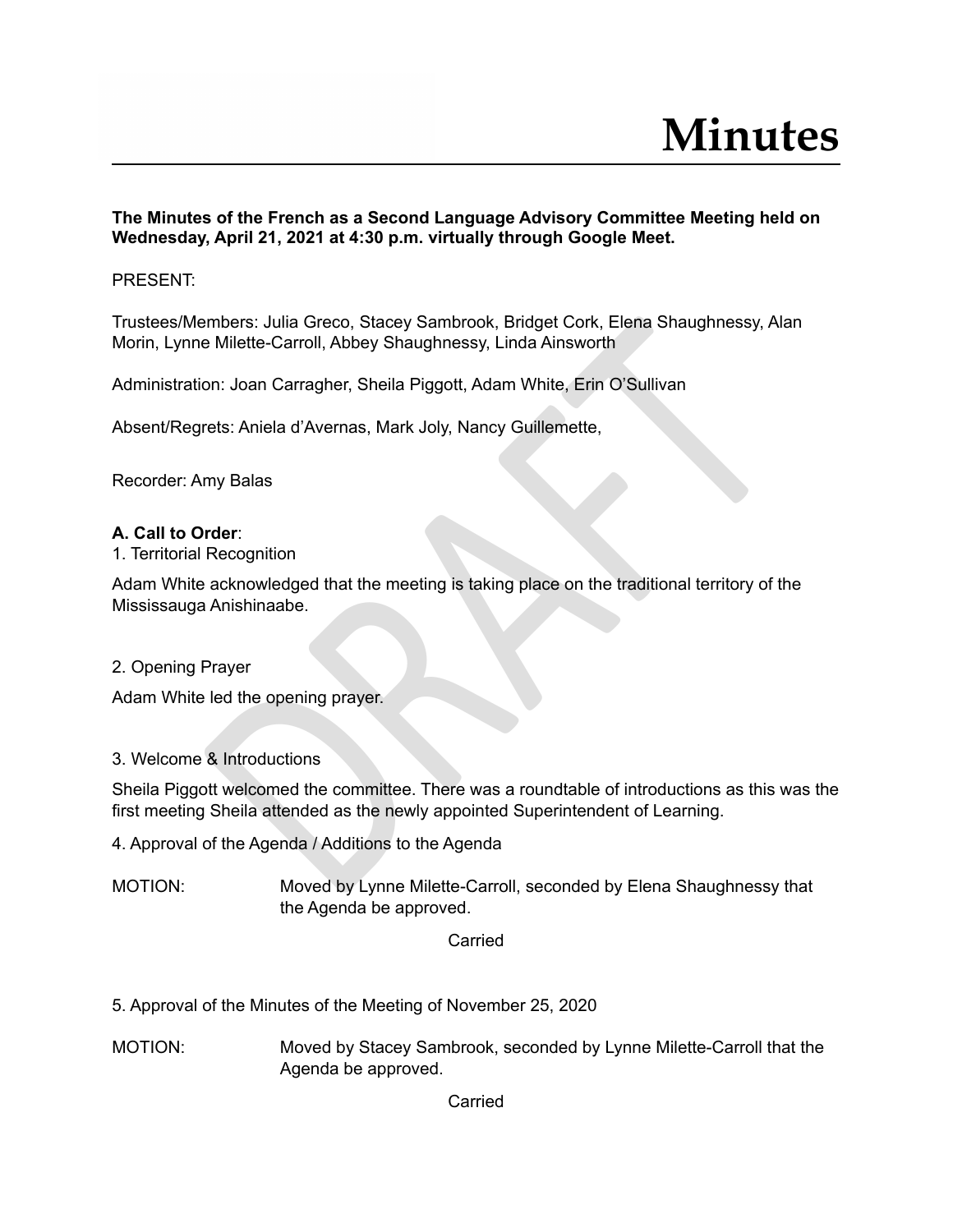# Minutes

**The Minutes of the French as a Second Language Advisory Committee Meeting held on Wednesday, April 21, 2021 at 4:30 p.m. virtually through Google Meet.**

PRESENT:

Trustees/Members: Julia Greco, Stacey Sambrook, Bridget Cork, Elena Shaughnessy, Alan Morin, Lynne Milette-Carroll, Abbey Shaughnessy, Linda Ainsworth

Administration: Joan Carragher, Sheila Piggott, Adam White, Erin O'Sullivan

Absent/Regrets: Aniela d'Avernas, Mark Joly, Nancy Guillemette,

Recorder: Amy Balas

**A. Call to Order**:

1. Territorial Recognition

Adam White acknowledged that the meeting is taking place on the traditional territory of the Mississauga Anishinaabe.

2. Opening Prayer

Adam White led the opening prayer.

3. Welcome & Introductions

Sheila Piggott welcomed the committee. There was a roundtable of introductions as this was the first meeting Sheila attended as the newly appointed Superintendent of Learning.

4. Approval of the Agenda / Additions to the Agenda

MOTION: Moved by Lynne Milette-Carroll, seconded by Elena Shaughnessy that the Agenda be approved.

Carried

5. Approval of the Minutes of the Meeting of November 25, 2020

MOTION: Moved by Stacey Sambrook, seconded by Lynne Milette-Carroll that the Agenda be approved.

Carried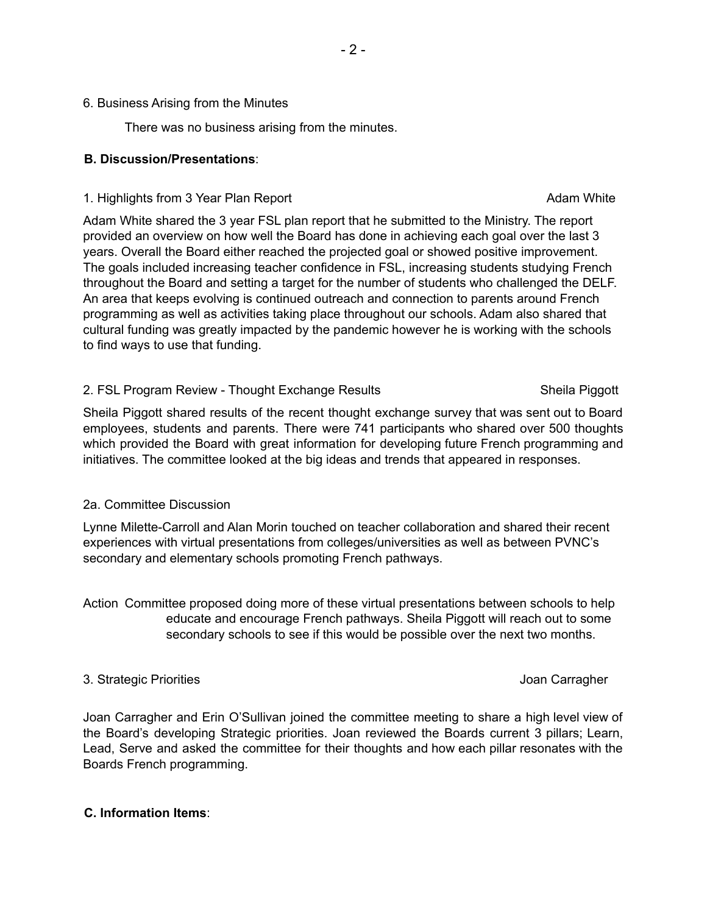6. Business Arising from the Minutes

There was no business arising from the minutes.

**B. Discussion/Presentations**:

1. Highlights from 3 Year Plan Report — Adam White

Adam White shared the 3 year FSL plan report that he submitted to the Ministry. The report provided an overview on how well the Board has done in achieving each goal over the last 3 years. Overall the Board either reached the projected goal or showed positive improvement. The goals included increasing teacher confidence in FSL, increasing students studying French throughout the Board and setting a target for the number of students who challenged the DELF. An area that keeps evolving is continued outreach and connection to parents around French programming as well as activities taking place throughout our schools. Adam also shared that cultural funding was greatly impacted by the pandemic however he is working with the schools to find ways to use that funding.

2. FSL Program Review - Thought Exchange Results — Sheila Piggott

Sheila Piggott shared results of the recent thought exchange survey that was sent out to Board employees, students and parents. There were 741 participants who shared over 500 thoughts which provided the Board with great information for developing future French programming and initiatives. The committee looked at the big ideas and trends that appeared in responses.

2a. Committee Discussion

Lynne Milette-Carroll and Alan Morin touched on teacher collaboration and shared their recent experiences with virtual presentations from colleges/universities as well as between PVNC's secondary and elementary schools promoting French pathways.

Action Committee proposed doing more of these virtual presentations between schools to help educate and encourage French pathways. Sheila Piggott will reach out to some secondary schools to see if this would be possible over the next two months.

3. Strategic Priorities — Joan Carragher

Joan Carragher and Erin O'Sullivan joined the committee meeting to share a high level view of the Board's developing Strategic priorities. Joan reviewed the Boards current 3 pillars; Learn, Lead, Serve and asked the committee for their thoughts and how each pillar resonates with the Boards French programming.

**C. Information Items**: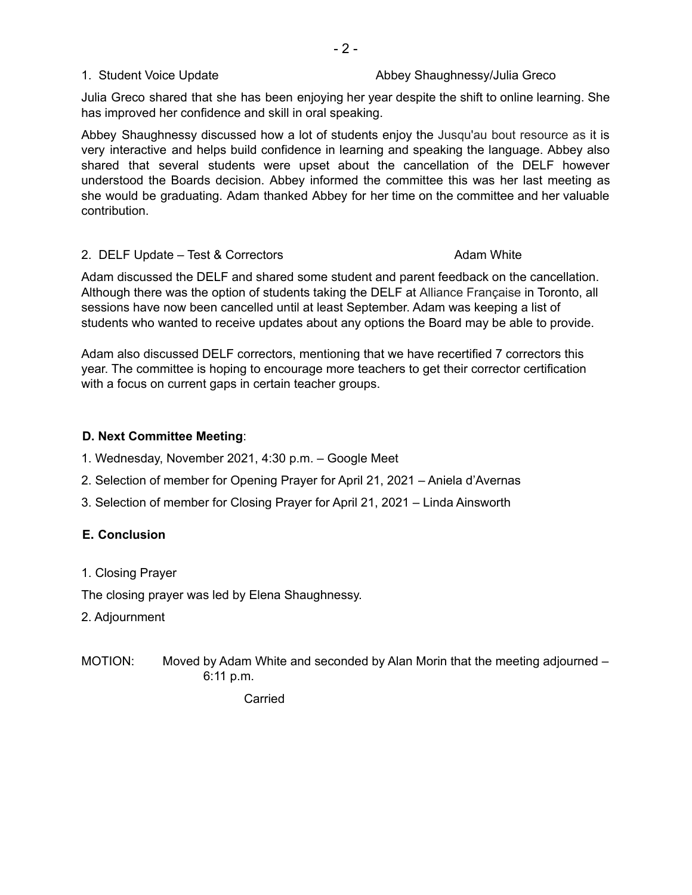1. Student Voice Update Abbey Shaughnessy/Julia Greco

Julia Greco shared that she has been enjoying her year despite the shift to online learning. She has improved her confidence and skill in oral speaking.

Abbey Shaughnessy discussed how a lot of students enjoy the Jusqu'au bout resource as it is very interactive and helps build confidence in learning and speaking the language. Abbey also shared that several students were upset about the cancellation of the DELF however understood the Boards decision. Abbey informed the committee this was her last meeting as she would be graduating. Adam thanked Abbey for her time on the committee and her valuable contribution.

2. DELF Update – Test & Correctors Adam White

Adam discussed the DELF and shared some student and parent feedback on the cancellation. Although there was the option of students taking the DELF at Alliance Française in Toronto, all sessions have now been cancelled until at least September. Adam was keeping a list of students who wanted to receive updates about any options the Board may be able to provide.

Adam also discussed DELF correctors, mentioning that we have recertified 7 correctors this year. The committee is hoping to encourage more teachers to get their corrector certification with a focus on current gaps in certain teacher groups.

## D. Next Committee Meeting:

1. Wednesday, November 2021, 4:30 p.m. – Google Meet
2. Selection of member for Opening Prayer for April 21, 2021 – Aniela d'Avernas
3. Selection of member for Closing Prayer for April 21, 2021 – Linda Ainsworth

## E. Conclusion

1. Closing Prayer

The closing prayer was led by Elena Shaughnessy.

2. Adjournment

MOTION: Moved by Adam White and seconded by Alan Morin that the meeting adjourned – 6:11 p.m.

Carried